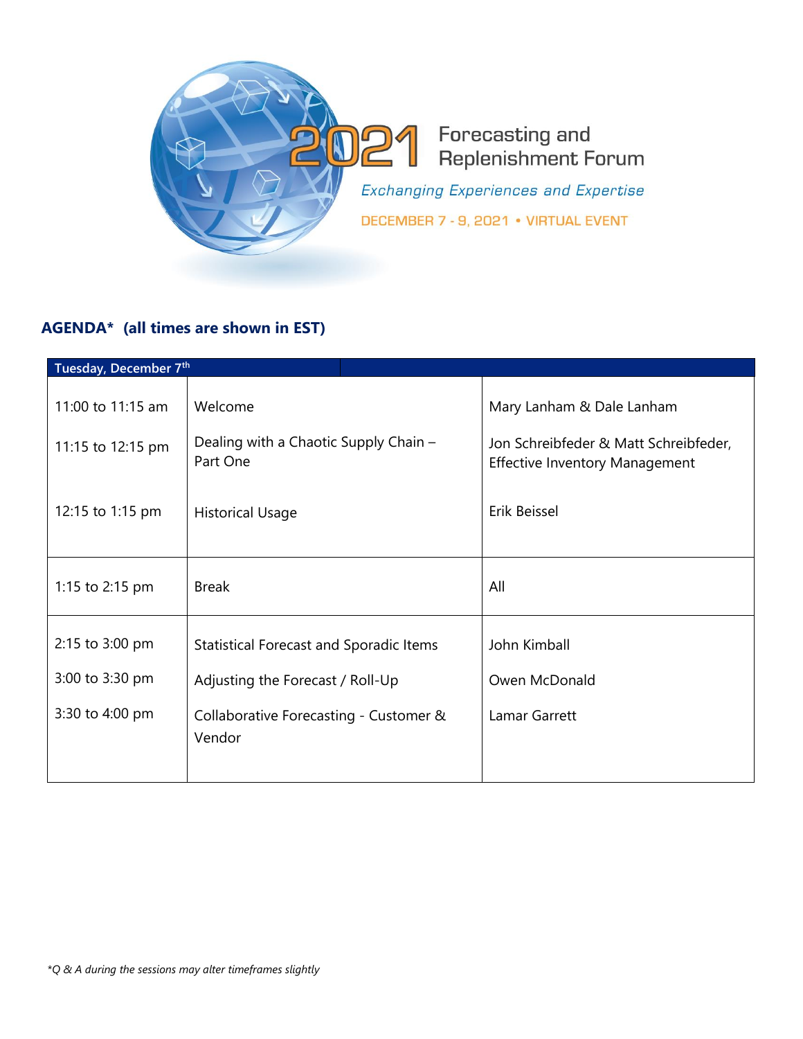# 2021 Forecasting and Replenishment Forum

*Exchanging Experiences and Expertise*

DECEMBER 7 - 9, 2021 • VIRTUAL EVENT

## AGENDA* (all times are shown in EST)

| Tuesday, December 7th | | |
|---|---|---|
| 11:00 to 11:15 am | Welcome | Mary Lanham & Dale Lanham |
| 11:15 to 12:15 pm | Dealing with a Chaotic Supply Chain – Part One | Jon Schreibfeder & Matt Schreibfeder, Effective Inventory Management |
| 12:15 to 1:15 pm | Historical Usage | Erik Beissel |
| 1:15 to 2:15 pm | Break | All |
| 2:15 to 3:00 pm | Statistical Forecast and Sporadic Items | John Kimball |
| 3:00 to 3:30 pm | Adjusting the Forecast / Roll-Up | Owen McDonald |
| 3:30 to 4:00 pm | Collaborative Forecasting - Customer & Vendor | Lamar Garrett |

*\*Q & A during the sessions may alter timeframes slightly*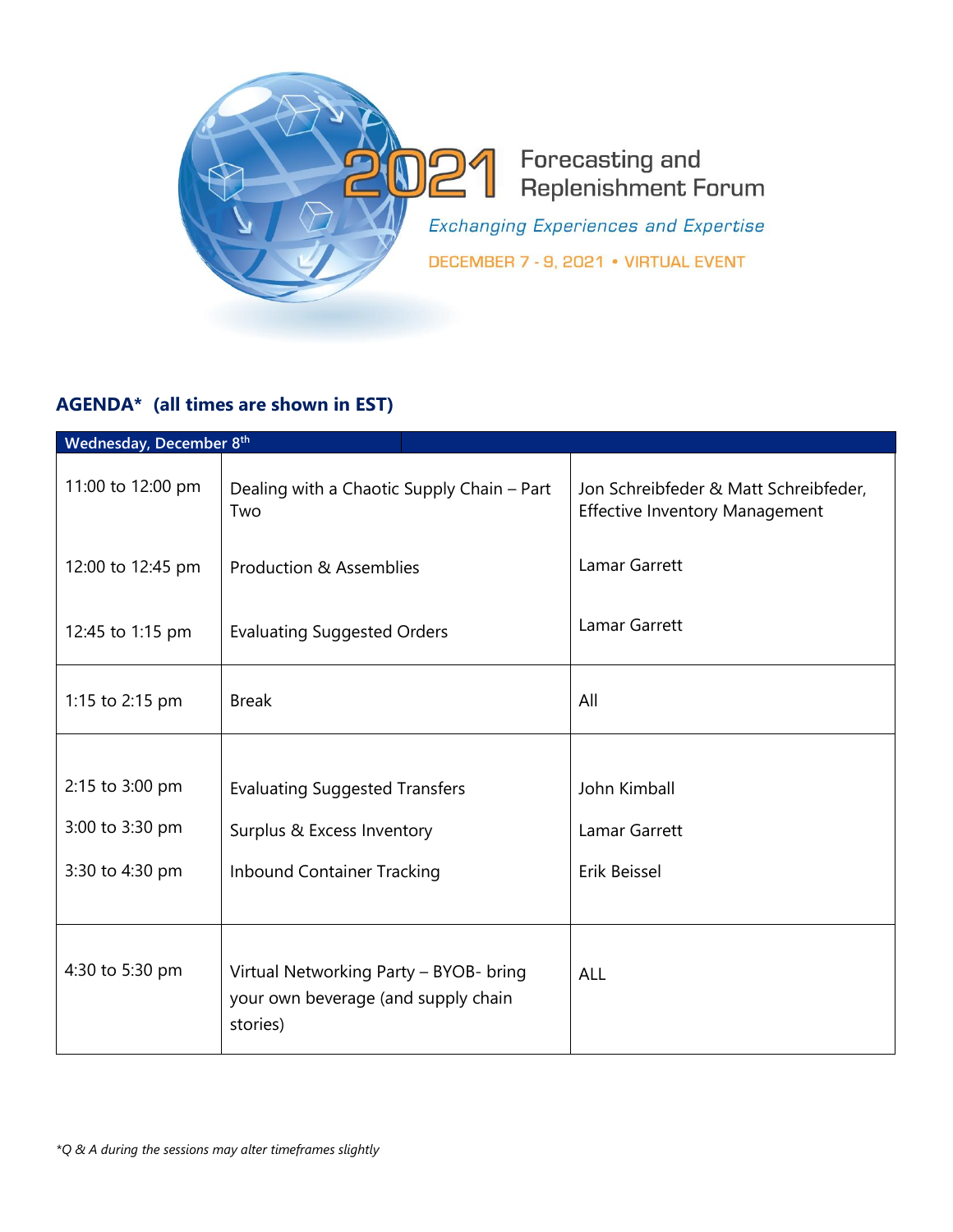# 2021 Forecasting and Replenishment Forum

*Exchanging Experiences and Expertise*

DECEMBER 7 - 9, 2021 • VIRTUAL EVENT

## AGENDA* (all times are shown in EST)

| Wednesday, December 8th | | |
|---|---|---|
| 11:00 to 12:00 pm | Dealing with a Chaotic Supply Chain – Part Two | Jon Schreibfeder & Matt Schreibfeder, Effective Inventory Management |
| 12:00 to 12:45 pm | Production & Assemblies | Lamar Garrett |
| 12:45 to 1:15 pm | Evaluating Suggested Orders | Lamar Garrett |
| 1:15 to 2:15 pm | Break | All |
| 2:15 to 3:00 pm | Evaluating Suggested Transfers | John Kimball |
| 3:00 to 3:30 pm | Surplus & Excess Inventory | Lamar Garrett |
| 3:30 to 4:30 pm | Inbound Container Tracking | Erik Beissel |
| 4:30 to 5:30 pm | Virtual Networking Party – BYOB- bring your own beverage (and supply chain stories) | ALL |

*\*Q & A during the sessions may alter timeframes slightly*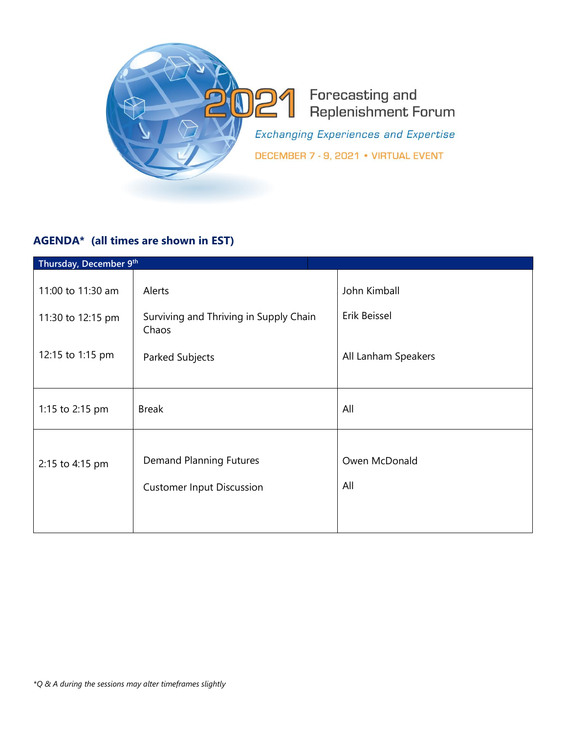2021 Forecasting and Replenishment Forum

*Exchanging Experiences and Expertise*

DECEMBER 7 - 9, 2021 • VIRTUAL EVENT

## AGENDA* (all times are shown in EST)

| Thursday, December 9th | | |
|---|---|---|
| 11:00 to 11:30 am | Alerts | John Kimball |
| 11:30 to 12:15 pm | Surviving and Thriving in Supply Chain Chaos | Erik Beissel |
| 12:15 to 1:15 pm | Parked Subjects | All Lanham Speakers |
| 1:15 to 2:15 pm | Break | All |
| 2:15 to 4:15 pm | Demand Planning Futures | Owen McDonald |
| | Customer Input Discussion | All |

*\*Q & A during the sessions may alter timeframes slightly*